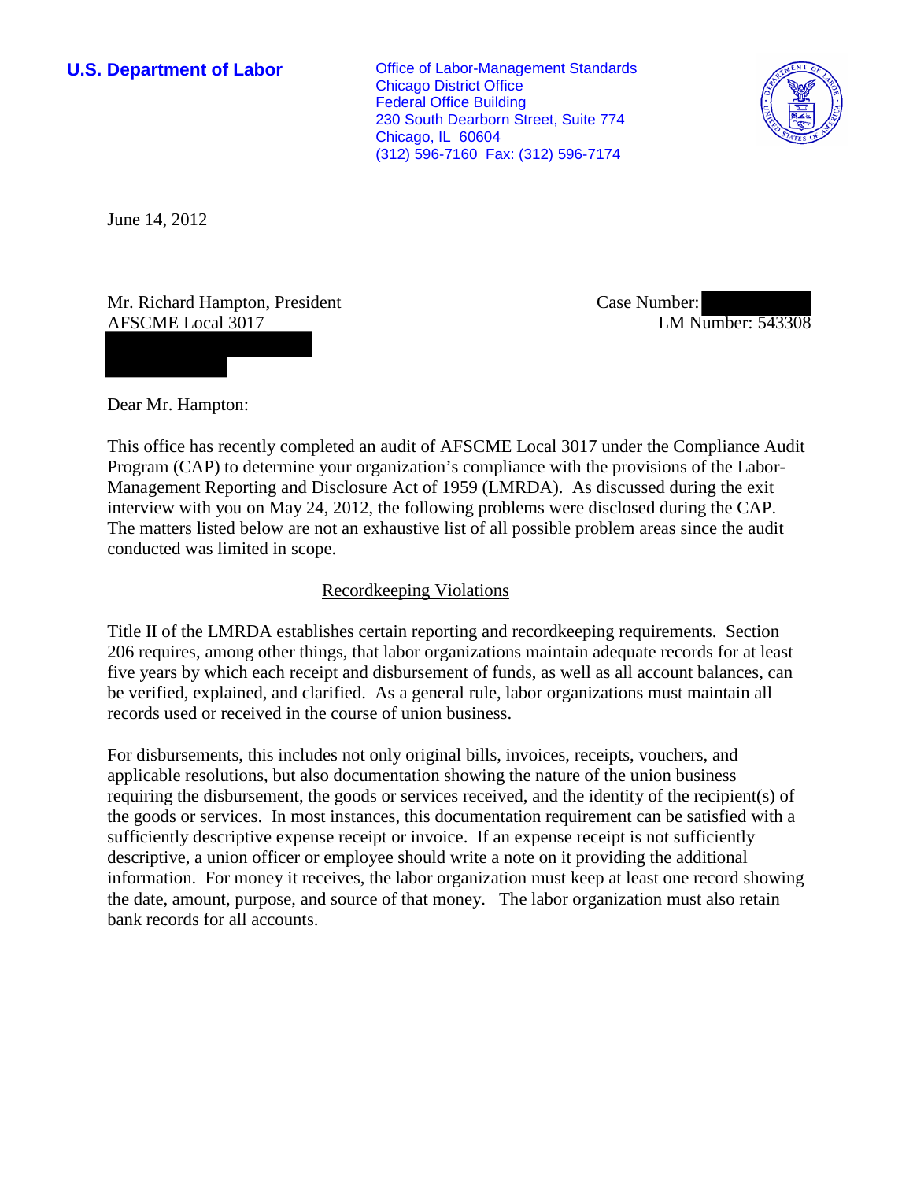**U.S. Department of Labor**

Office of Labor-Management Standards
Chicago District Office
Federal Office Building
230 South Dearborn Street, Suite 774
Chicago, IL 60604
(312) 596-7160 Fax: (312) 596-7174

June 14, 2012

Mr. Richard Hampton, President
AFSCME Local 3017

Case Number:
LM Number: 543308

Dear Mr. Hampton:

This office has recently completed an audit of AFSCME Local 3017 under the Compliance Audit Program (CAP) to determine your organization's compliance with the provisions of the Labor-Management Reporting and Disclosure Act of 1959 (LMRDA). As discussed during the exit interview with you on May 24, 2012, the following problems were disclosed during the CAP. The matters listed below are not an exhaustive list of all possible problem areas since the audit conducted was limited in scope.

## Recordkeeping Violations

Title II of the LMRDA establishes certain reporting and recordkeeping requirements. Section 206 requires, among other things, that labor organizations maintain adequate records for at least five years by which each receipt and disbursement of funds, as well as all account balances, can be verified, explained, and clarified. As a general rule, labor organizations must maintain all records used or received in the course of union business.

For disbursements, this includes not only original bills, invoices, receipts, vouchers, and applicable resolutions, but also documentation showing the nature of the union business requiring the disbursement, the goods or services received, and the identity of the recipient(s) of the goods or services. In most instances, this documentation requirement can be satisfied with a sufficiently descriptive expense receipt or invoice. If an expense receipt is not sufficiently descriptive, a union officer or employee should write a note on it providing the additional information. For money it receives, the labor organization must keep at least one record showing the date, amount, purpose, and source of that money. The labor organization must also retain bank records for all accounts.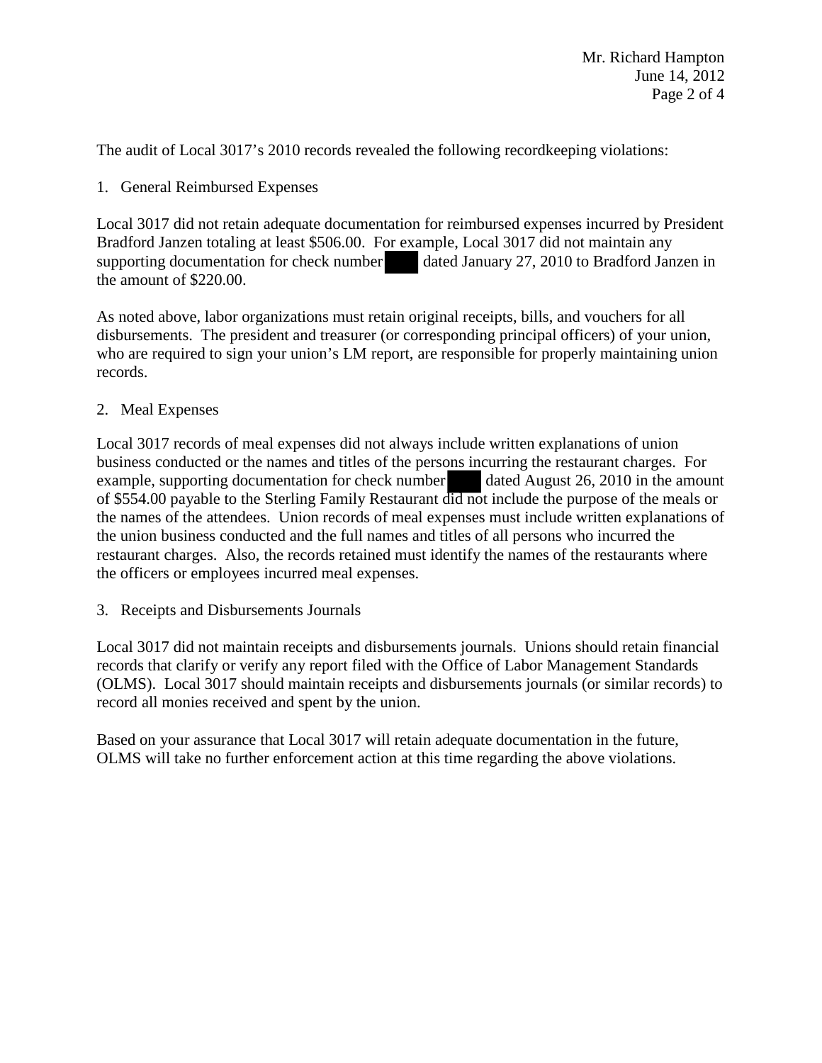The audit of Local 3017's 2010 records revealed the following recordkeeping violations:

1. General Reimbursed Expenses

Local 3017 did not retain adequate documentation for reimbursed expenses incurred by President Bradford Janzen totaling at least $506.00. For example, Local 3017 did not maintain any supporting documentation for check number [redacted] dated January 27, 2010 to Bradford Janzen in the amount of $220.00.

As noted above, labor organizations must retain original receipts, bills, and vouchers for all disbursements. The president and treasurer (or corresponding principal officers) of your union, who are required to sign your union's LM report, are responsible for properly maintaining union records.

2. Meal Expenses

Local 3017 records of meal expenses did not always include written explanations of union business conducted or the names and titles of the persons incurring the restaurant charges. For example, supporting documentation for check number [redacted] dated August 26, 2010 in the amount of $554.00 payable to the Sterling Family Restaurant did not include the purpose of the meals or the names of the attendees. Union records of meal expenses must include written explanations of the union business conducted and the full names and titles of all persons who incurred the restaurant charges. Also, the records retained must identify the names of the restaurants where the officers or employees incurred meal expenses.

3. Receipts and Disbursements Journals

Local 3017 did not maintain receipts and disbursements journals. Unions should retain financial records that clarify or verify any report filed with the Office of Labor Management Standards (OLMS). Local 3017 should maintain receipts and disbursements journals (or similar records) to record all monies received and spent by the union.

Based on your assurance that Local 3017 will retain adequate documentation in the future, OLMS will take no further enforcement action at this time regarding the above violations.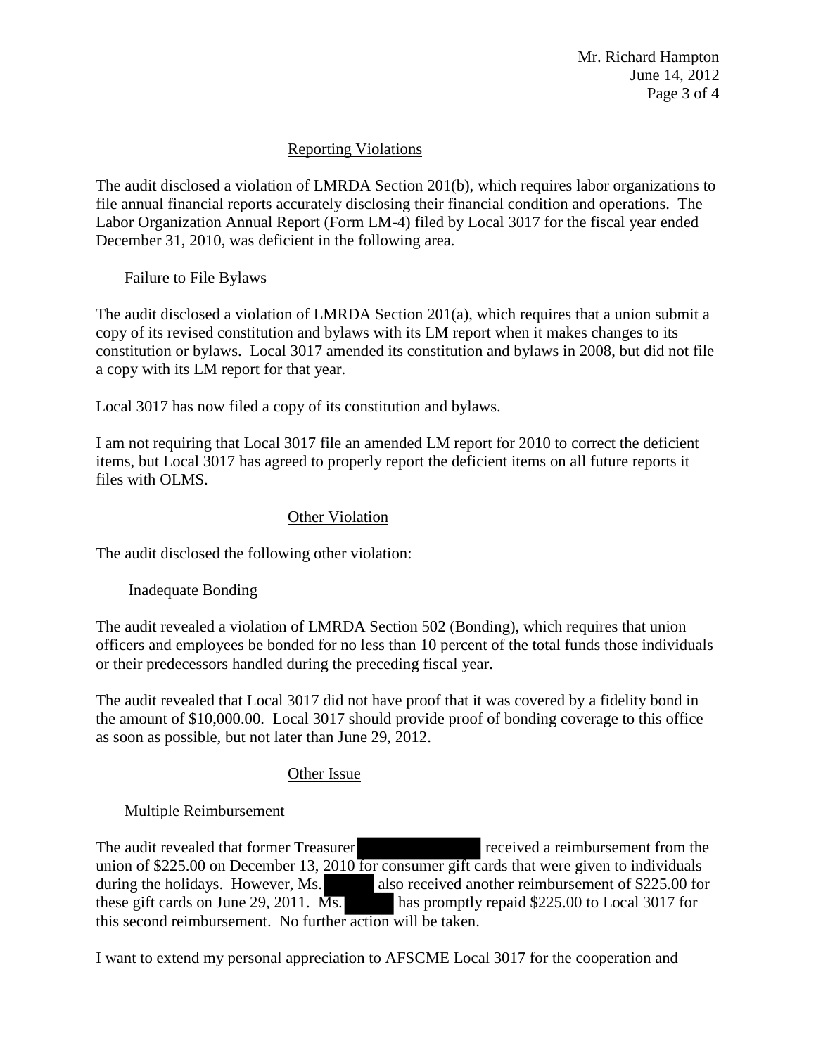## Reporting Violations

The audit disclosed a violation of LMRDA Section 201(b), which requires labor organizations to file annual financial reports accurately disclosing their financial condition and operations. The Labor Organization Annual Report (Form LM-4) filed by Local 3017 for the fiscal year ended December 31, 2010, was deficient in the following area.

### Failure to File Bylaws

The audit disclosed a violation of LMRDA Section 201(a), which requires that a union submit a copy of its revised constitution and bylaws with its LM report when it makes changes to its constitution or bylaws. Local 3017 amended its constitution and bylaws in 2008, but did not file a copy with its LM report for that year.

Local 3017 has now filed a copy of its constitution and bylaws.

I am not requiring that Local 3017 file an amended LM report for 2010 to correct the deficient items, but Local 3017 has agreed to properly report the deficient items on all future reports it files with OLMS.

## Other Violation

The audit disclosed the following other violation:

### Inadequate Bonding

The audit revealed a violation of LMRDA Section 502 (Bonding), which requires that union officers and employees be bonded for no less than 10 percent of the total funds those individuals or their predecessors handled during the preceding fiscal year.

The audit revealed that Local 3017 did not have proof that it was covered by a fidelity bond in the amount of $10,000.00. Local 3017 should provide proof of bonding coverage to this office as soon as possible, but not later than June 29, 2012.

## Other Issue

### Multiple Reimbursement

The audit revealed that former Treasurer [REDACTED] received a reimbursement from the union of $225.00 on December 13, 2010 for consumer gift cards that were given to individuals during the holidays. However, Ms. [REDACTED] also received another reimbursement of $225.00 for these gift cards on June 29, 2011. Ms. [REDACTED] has promptly repaid $225.00 to Local 3017 for this second reimbursement. No further action will be taken.

I want to extend my personal appreciation to AFSCME Local 3017 for the cooperation and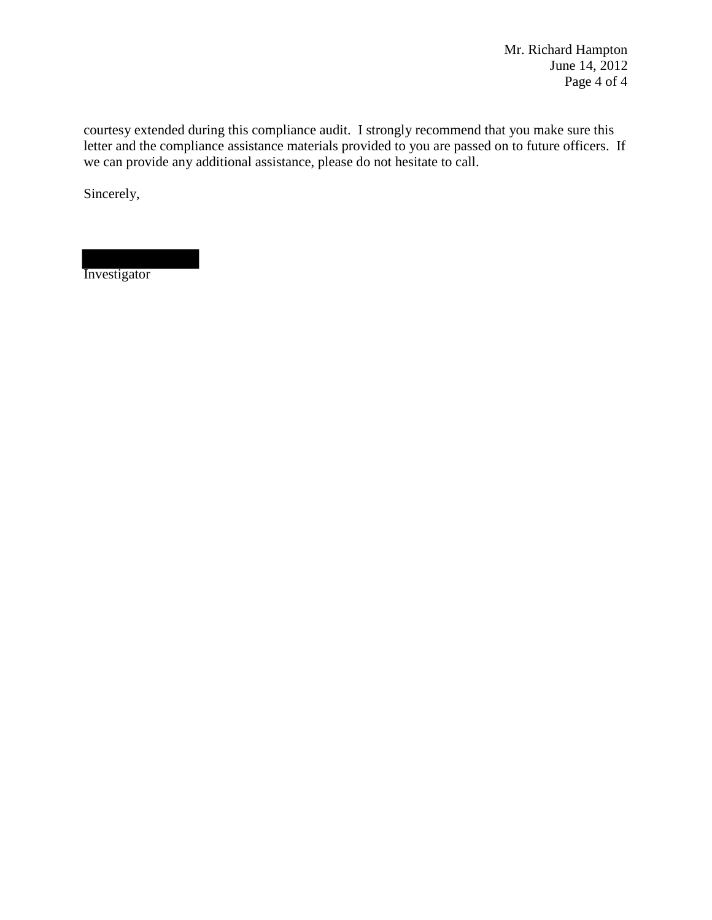courtesy extended during this compliance audit. I strongly recommend that you make sure this letter and the compliance assistance materials provided to you are passed on to future officers. If we can provide any additional assistance, please do not hesitate to call.

Sincerely,

Investigator